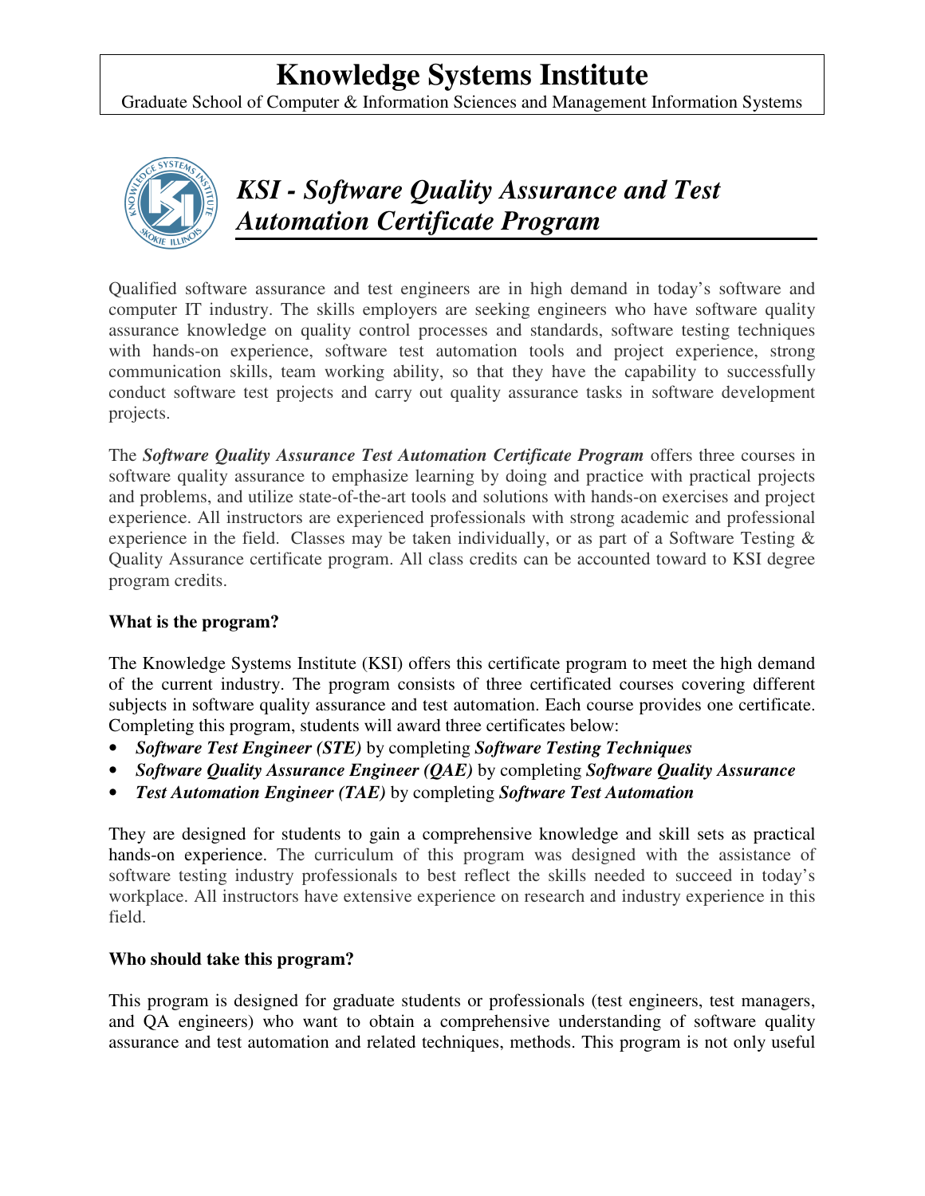# Knowledge Systems Institute

Graduate School of Computer & Information Sciences and Management Information Systems

## *KSI - Software Quality Assurance and Test Automation Certificate Program*

Qualified software assurance and test engineers are in high demand in today's software and computer IT industry. The skills employers are seeking engineers who have software quality assurance knowledge on quality control processes and standards, software testing techniques with hands-on experience, software test automation tools and project experience, strong communication skills, team working ability, so that they have the capability to successfully conduct software test projects and carry out quality assurance tasks in software development projects.

The ***Software Quality Assurance Test Automation Certificate Program*** offers three courses in software quality assurance to emphasize learning by doing and practice with practical projects and problems, and utilize state-of-the-art tools and solutions with hands-on exercises and project experience. All instructors are experienced professionals with strong academic and professional experience in the field. Classes may be taken individually, or as part of a Software Testing & Quality Assurance certificate program. All class credits can be accounted toward to KSI degree program credits.

**What is the program?**

The Knowledge Systems Institute (KSI) offers this certificate program to meet the high demand of the current industry. The program consists of three certificated courses covering different subjects in software quality assurance and test automation. Each course provides one certificate. Completing this program, students will award three certificates below:

- ***Software Test Engineer (STE)*** by completing ***Software Testing Techniques***
- ***Software Quality Assurance Engineer (QAE)*** by completing ***Software Quality Assurance***
- ***Test Automation Engineer (TAE)*** by completing ***Software Test Automation***

They are designed for students to gain a comprehensive knowledge and skill sets as practical hands-on experience. The curriculum of this program was designed with the assistance of software testing industry professionals to best reflect the skills needed to succeed in today's workplace. All instructors have extensive experience on research and industry experience in this field.

**Who should take this program?**

This program is designed for graduate students or professionals (test engineers, test managers, and QA engineers) who want to obtain a comprehensive understanding of software quality assurance and test automation and related techniques, methods. This program is not only useful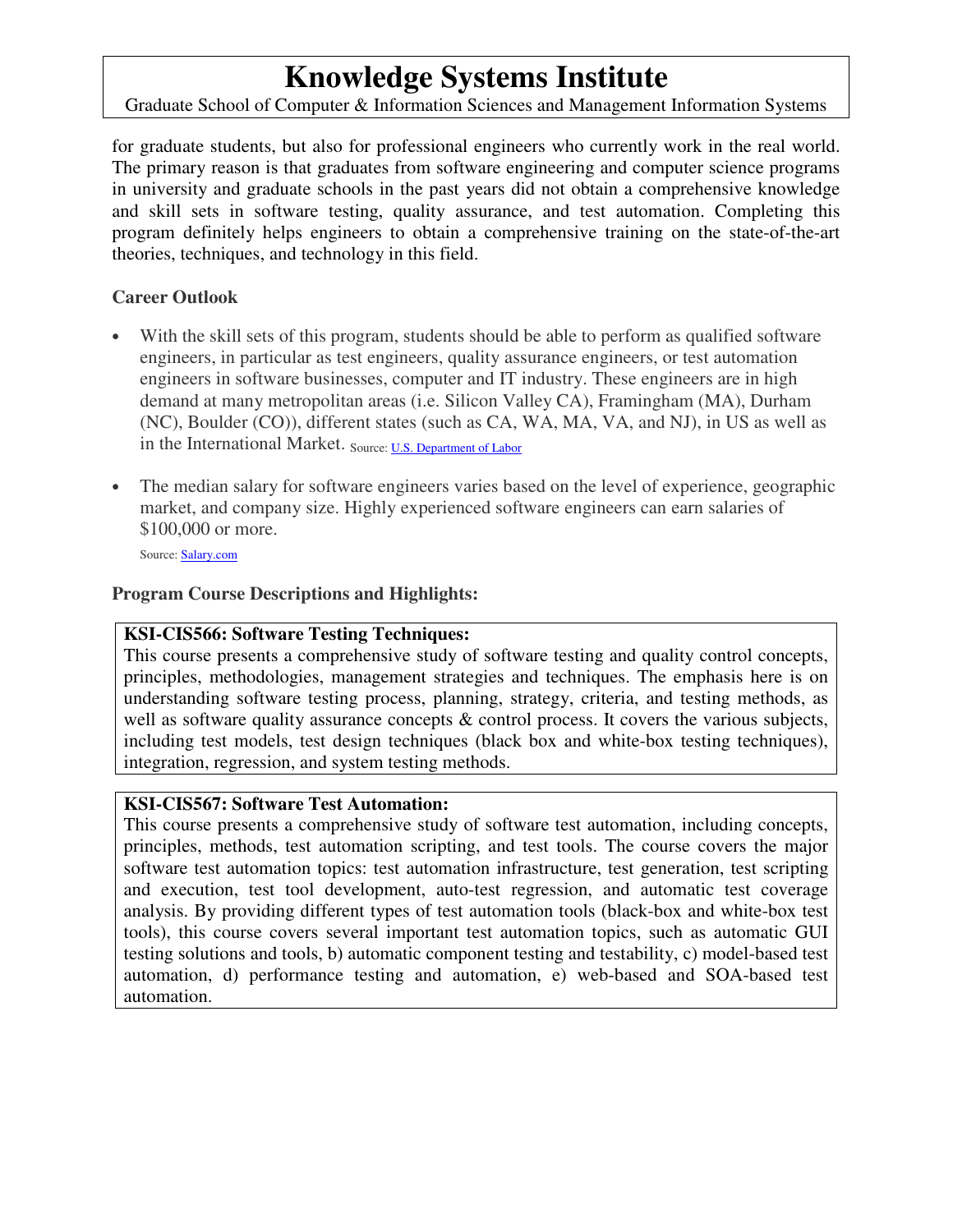for graduate students, but also for professional engineers who currently work in the real world. The primary reason is that graduates from software engineering and computer science programs in university and graduate schools in the past years did not obtain a comprehensive knowledge and skill sets in software testing, quality assurance, and test automation. Completing this program definitely helps engineers to obtain a comprehensive training on the state-of-the-art theories, techniques, and technology in this field.

### Career Outlook

- With the skill sets of this program, students should be able to perform as qualified software engineers, in particular as test engineers, quality assurance engineers, or test automation engineers in software businesses, computer and IT industry. These engineers are in high demand at many metropolitan areas (i.e. Silicon Valley CA), Framingham (MA), Durham (NC), Boulder (CO)), different states (such as CA, WA, MA, VA, and NJ), in US as well as in the International Market. Source: U.S. Department of Labor

- The median salary for software engineers varies based on the level of experience, geographic market, and company size. Highly experienced software engineers can earn salaries of $100,000 or more.

  Source: Salary.com

### Program Course Descriptions and Highlights:

**KSI-CIS566: Software Testing Techniques:**
This course presents a comprehensive study of software testing and quality control concepts, principles, methodologies, management strategies and techniques. The emphasis here is on understanding software testing process, planning, strategy, criteria, and testing methods, as well as software quality assurance concepts & control process. It covers the various subjects, including test models, test design techniques (black box and white-box testing techniques), integration, regression, and system testing methods.

**KSI-CIS567: Software Test Automation:**
This course presents a comprehensive study of software test automation, including concepts, principles, methods, test automation scripting, and test tools. The course covers the major software test automation topics: test automation infrastructure, test generation, test scripting and execution, test tool development, auto-test regression, and automatic test coverage analysis. By providing different types of test automation tools (black-box and white-box test tools), this course covers several important test automation topics, such as automatic GUI testing solutions and tools, b) automatic component testing and testability, c) model-based test automation, d) performance testing and automation, e) web-based and SOA-based test automation.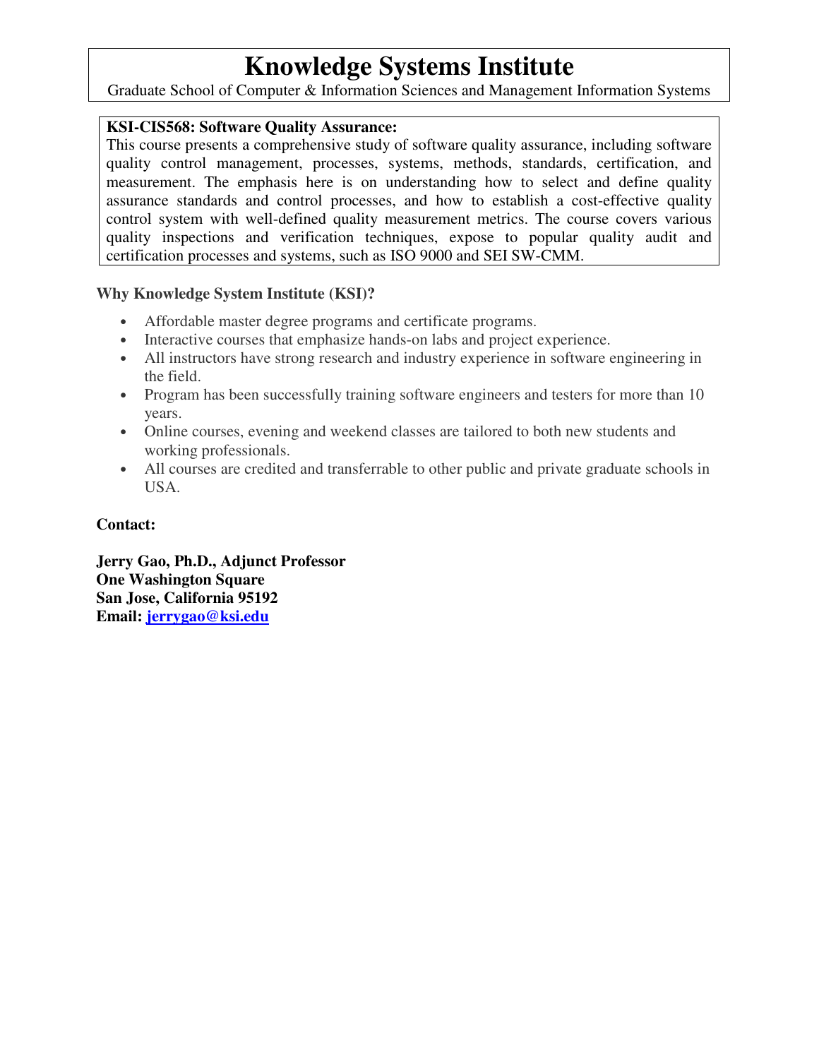# Knowledge Systems Institute

Graduate School of Computer & Information Sciences and Management Information Systems

**KSI-CIS568: Software Quality Assurance:**

This course presents a comprehensive study of software quality assurance, including software quality control management, processes, systems, methods, standards, certification, and measurement. The emphasis here is on understanding how to select and define quality assurance standards and control processes, and how to establish a cost-effective quality control system with well-defined quality measurement metrics. The course covers various quality inspections and verification techniques, expose to popular quality audit and certification processes and systems, such as ISO 9000 and SEI SW-CMM.

### Why Knowledge System Institute (KSI)?

- Affordable master degree programs and certificate programs.
- Interactive courses that emphasize hands-on labs and project experience.
- All instructors have strong research and industry experience in software engineering in the field.
- Program has been successfully training software engineers and testers for more than 10 years.
- Online courses, evening and weekend classes are tailored to both new students and working professionals.
- All courses are credited and transferrable to other public and private graduate schools in USA.

### Contact:

**Jerry Gao, Ph.D., Adjunct Professor**
**One Washington Square**
**San Jose, California 95192**
**Email: jerrygao@ksi.edu**